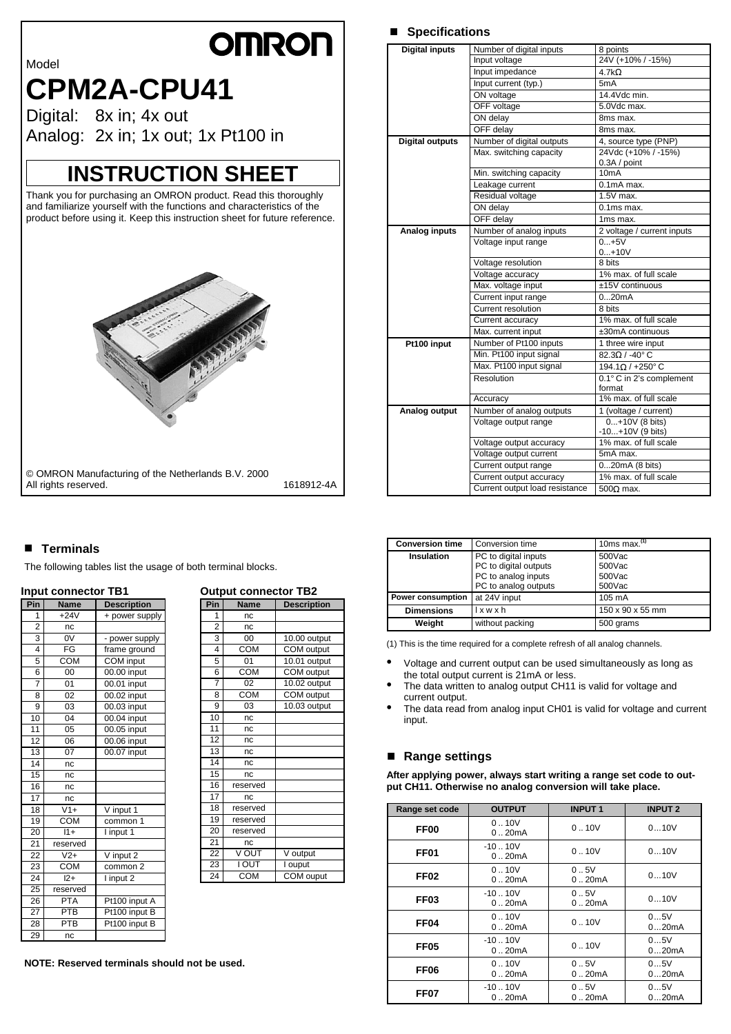OMRON

Model

# CPM2A-CPU41

Digital: 8x in; 4x out

Analog: 2x in; 1x out; 1x Pt100 in

# INSTRUCTION SHEET

Thank you for purchasing an OMRON product. Read this thoroughly and familiarize yourself with the functions and characteristics of the product before using it. Keep this instruction sheet for future reference.

© OMRON Manufacturing of the Netherlands B.V. 2000
All rights reserved. 1618912-4A

## Specifications

| | | |
|---|---|---|
| **Digital inputs** | Number of digital inputs | 8 points |
| | Input voltage | 24V (+10% / -15%) |
| | Input impedance | 4.7kΩ |
| | Input current (typ.) | 5mA |
| | ON voltage | 14.4Vdc min. |
| | OFF voltage | 5.0Vdc max. |
| | ON delay | 8ms max. |
| | OFF delay | 8ms max. |
| **Digital outputs** | Number of digital outputs | 4, source type (PNP) |
| | Max. switching capacity | 24Vdc (+10% / -15%) 0.3A / point |
| | Min. switching capacity | 10mA |
| | Leakage current | 0.1mA max. |
| | Residual voltage | 1.5V max. |
| | ON delay | 0.1ms max. |
| | OFF delay | 1ms max. |
| **Analog inputs** | Number of analog inputs | 2 voltage / current inputs |
| | Voltage input range | 0...+5V 0...+10V |
| | Voltage resolution | 8 bits |
| | Voltage accuracy | 1% max. of full scale |
| | Max. voltage input | ±15V continuous |
| | Current input range | 0...20mA |
| | Current resolution | 8 bits |
| | Current accuracy | 1% max. of full scale |
| | Max. current input | ±30mA continuous |
| **Pt100 input** | Number of Pt100 inputs | 1 three wire input |
| | Min. Pt100 input signal | 82.3Ω / -40° C |
| | Max. Pt100 input signal | 194.1Ω / +250° C |
| | Resolution | 0.1° C in 2's complement format |
| | Accuracy | 1% max. of full scale |
| **Analog output** | Number of analog outputs | 1 (voltage / current) |
| | Voltage output range | 0...+10V (8 bits) -10...+10V (9 bits) |
| | Voltage output accuracy | 1% max. of full scale |
| | Voltage output current | 5mA max. |
| | Current output range | 0...20mA (8 bits) |
| | Current output accuracy | 1% max. of full scale |
| | Current output load resistance | 500Ω max. |
| **Conversion time** | Conversion time | 10ms max.(1) |
| **Insulation** | PC to digital inputs<br>PC to digital outputs<br>PC to analog inputs<br>PC to analog outputs | 500Vac<br>500Vac<br>500Vac<br>500Vac |
| **Power consumption** | at 24V input | 105 mA |
| **Dimensions** | l x w x h | 150 x 90 x 55 mm |
| **Weight** | without packing | 500 grams |

(1) This is the time required for a complete refresh of all analog channels.

- Voltage and current output can be used simultaneously as long as the total output current is 21mA or less.
- The data written to analog output CH11 is valid for voltage and current output.
- The data read from analog input CH01 is valid for voltage and current input.

## Terminals

The following tables list the usage of both terminal blocks.

**Input connector TB1**

| Pin | Name | Description |
|---|---|---|
| 1 | +24V | + power supply |
| 2 | nc | |
| 3 | 0V | - power supply |
| 4 | FG | frame ground |
| 5 | COM | COM input |
| 6 | 00 | 00.00 input |
| 7 | 01 | 00.01 input |
| 8 | 02 | 00.02 input |
| 9 | 03 | 00.03 input |
| 10 | 04 | 00.04 input |
| 11 | 05 | 00.05 input |
| 12 | 06 | 00.06 input |
| 13 | 07 | 00.07 input |
| 14 | nc | |
| 15 | nc | |
| 16 | nc | |
| 17 | nc | |
| 18 | V1+ | V input 1 |
| 19 | COM | common 1 |
| 20 | I1+ | I input 1 |
| 21 | reserved | |
| 22 | V2+ | V input 2 |
| 23 | COM | common 2 |
| 24 | I2+ | I input 2 |
| 25 | reserved | |
| 26 | PTA | Pt100 input A |
| 27 | PTB | Pt100 input B |
| 28 | PTB | Pt100 input B |
| 29 | nc | |

**Output connector TB2**

| Pin | Name | Description |
|---|---|---|
| 1 | nc | |
| 2 | nc | |
| 3 | 00 | 10.00 output |
| 4 | COM | COM output |
| 5 | 01 | 10.01 output |
| 6 | COM | COM output |
| 7 | 02 | 10.02 output |
| 8 | COM | COM output |
| 9 | 03 | 10.03 output |
| 10 | nc | |
| 11 | nc | |
| 12 | nc | |
| 13 | nc | |
| 14 | nc | |
| 15 | nc | |
| 16 | reserved | |
| 17 | nc | |
| 18 | reserved | |
| 19 | reserved | |
| 20 | reserved | |
| 21 | nc | |
| 22 | V OUT | V output |
| 23 | I OUT | I ouput |
| 24 | COM | COM ouput |

**NOTE: Reserved terminals should not be used.**

## Range settings

**After applying power, always start writing a range set code to output CH11. Otherwise no analog conversion will take place.**

| Range set code | OUTPUT | INPUT 1 | INPUT 2 |
|---|---|---|---|
| **FF00** | 0 .. 10V<br>0 .. 20mA | 0 .. 10V | 0…10V |
| **FF01** | -10 .. 10V<br>0 .. 20mA | 0 .. 10V | 0…10V |
| **FF02** | 0 .. 10V<br>0 .. 20mA | 0 .. 5V<br>0 .. 20mA | 0…10V |
| **FF03** | -10 .. 10V<br>0 .. 20mA | 0 .. 5V<br>0 .. 20mA | 0…10V |
| **FF04** | 0 .. 10V<br>0 .. 20mA | 0 .. 10V | 0…5V<br>0…20mA |
| **FF05** | -10 .. 10V<br>0 .. 20mA | 0 .. 10V | 0…5V<br>0…20mA |
| **FF06** | 0 .. 10V<br>0 .. 20mA | 0 .. 5V<br>0 .. 20mA | 0…5V<br>0…20mA |
| **FF07** | -10 .. 10V<br>0 .. 20mA | 0 .. 5V<br>0 .. 20mA | 0…5V<br>0…20mA |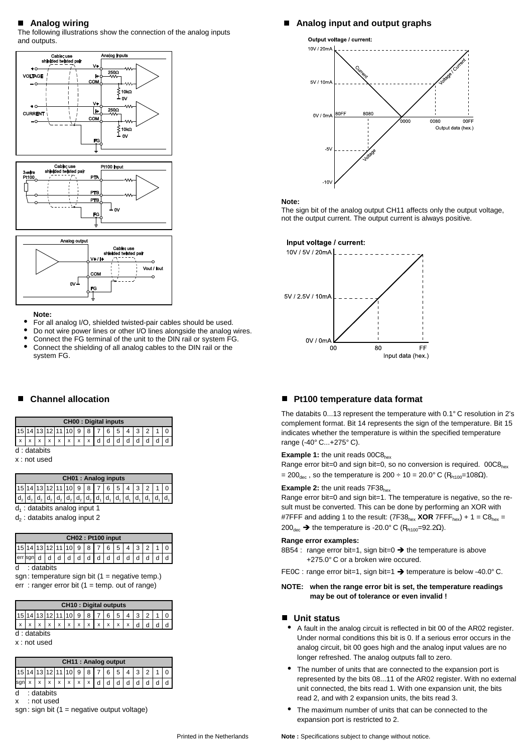## Analog wiring

The following illustrations show the connection of the analog inputs and outputs.

Cable: use shielded twisted pair
Analog inputs
VOLTAGE
CURRENT
V+
I+
COM
250Ω
10kΩ
0V
FG

3-wire Pt100
Cable: use shielded twisted pair
Pt100 input
PTA
PTB
PTB
0V
FG

Analog output
Cable: use shielded twisted pair
V+ / I+
COM
0V
FG
Vout / Iout

**Note:**

- For all analog I/O, shielded twisted-pair cables should be used.
- Do not wire power lines or other I/O lines alongside the analog wires.
- Connect the FG terminal of the unit to the DIN rail or system FG.
- Connect the shielding of all analog cables to the DIN rail or the system FG.

## Analog input and output graphs

**Output voltage / current:**

10V / 20mA
5V / 10mA
0V / 0mA
-5V
-10V
80FF
8080
0000
0080
00FF
Output data (hex.)
Current
Voltage / Current
Voltage

**Note:**
The sign bit of the analog output CH11 affects only the output voltage, not the output current. The output current is always positive.

**Input voltage / current:**

10V / 5V / 20mA
5V / 2.5V / 10mA
0V / 0mA
00
80
FF
Input data (hex.)

## Channel allocation

| CH00 : Digital inputs | | | | | | | | | | | | | | | |
|---|---|---|---|---|---|---|---|---|---|---|---|---|---|---|---|
| 15 | 14 | 13 | 12 | 11 | 10 | 9 | 8 | 7 | 6 | 5 | 4 | 3 | 2 | 1 | 0 |
| x | x | x | x | x | x | x | x | d | d | d | d | d | d | d | d |

d : databits
x : not used

| CH01 : Analog inputs | | | | | | | | | | | | | | | |
|---|---|---|---|---|---|---|---|---|---|---|---|---|---|---|---|
| 15 | 14 | 13 | 12 | 11 | 10 | 9 | 8 | 7 | 6 | 5 | 4 | 3 | 2 | 1 | 0 |
| $d_2$ | $d_2$ | $d_2$ | $d_2$ | $d_2$ | $d_2$ | $d_2$ | $d_2$ | $d_1$ | $d_1$ | $d_1$ | $d_1$ | $d_1$ | $d_1$ | $d_1$ | $d_1$ |

$d_1$ : databits analog input 1
$d_2$ : databits analog input 2

| CH02 : Pt100 input | | | | | | | | | | | | | | | |
|---|---|---|---|---|---|---|---|---|---|---|---|---|---|---|---|
| 15 | 14 | 13 | 12 | 11 | 10 | 9 | 8 | 7 | 6 | 5 | 4 | 3 | 2 | 1 | 0 |
| err | sgn | d | d | d | d | d | d | d | d | d | d | d | d | d | d |

d : databits
sgn : temperature sign bit (1 = negative temp.)
err : ranger error bit (1 = temp. out of range)

| CH10 : Digital outputs | | | | | | | | | | | | | | | |
|---|---|---|---|---|---|---|---|---|---|---|---|---|---|---|---|
| 15 | 14 | 13 | 12 | 11 | 10 | 9 | 8 | 7 | 6 | 5 | 4 | 3 | 2 | 1 | 0 |
| x | x | x | x | x | x | x | x | x | x | x | x | d | d | d | d |

d : databits
x : not used

| CH11 : Analog output | | | | | | | | | | | | | | | |
|---|---|---|---|---|---|---|---|---|---|---|---|---|---|---|---|
| 15 | 14 | 13 | 12 | 11 | 10 | 9 | 8 | 7 | 6 | 5 | 4 | 3 | 2 | 1 | 0 |
| sgn | x | x | x | x | x | x | x | d | d | d | d | d | d | d | d |

d : databits
x : not used
sgn : sign bit (1 = negative output voltage)

## Pt100 temperature data format

The databits 0...13 represent the temperature with 0.1° C resolution in 2's complement format. Bit 14 represents the sign of the temperature. Bit 15 indicates whether the temperature is within the specified temperature range (-40° C...+275° C).

**Example 1:** the unit reads $00C8_{hex}$
Range error bit=0 and sign bit=0, so no conversion is required. $00C8_{hex}$ = $200_{dec}$ , so the temperature is 200 ÷ 10 = 20.0° C ($R_{Pt100}$=108Ω).

**Example 2:** the unit reads $7F38_{hex}$
Range error bit=0 and sign bit=1. The temperature is negative, so the result must be converted. This can be done by performing an XOR with #7FFF and adding 1 to the result: ($7F38_{hex}$ **XOR** $7FFF_{hex}$) + 1 = $C8_{hex}$ = $200_{dec}$ ➔ the temperature is -20.0° C ($R_{Pt100}$=92.2Ω).

**Range error examples:**

8B54 : range error bit=1, sign bit=0 ➔ the temperature is above +275.0° C or a broken wire occured.

FE0C : range error bit=1, sign bit=1 ➔ temperature is below -40.0° C.

**NOTE: when the range error bit is set, the temperature readings may be out of tolerance or even invalid !**

## Unit status

- A fault in the analog circuit is reflected in bit 00 of the AR02 register. Under normal conditions this bit is 0. If a serious error occurs in the analog circuit, bit 00 goes high and the analog input values are no longer refreshed. The analog outputs fall to zero.
- The number of units that are connected to the expansion port is represented by the bits 08...11 of the AR02 register. With no external unit connected, the bits read 1. With one expansion unit, the bits read 2, and with 2 expansion units, the bits read 3.
- The maximum number of units that can be connected to the expansion port is restricted to 2.

Printed in the Netherlands

**Note :** Specifications subject to change without notice.